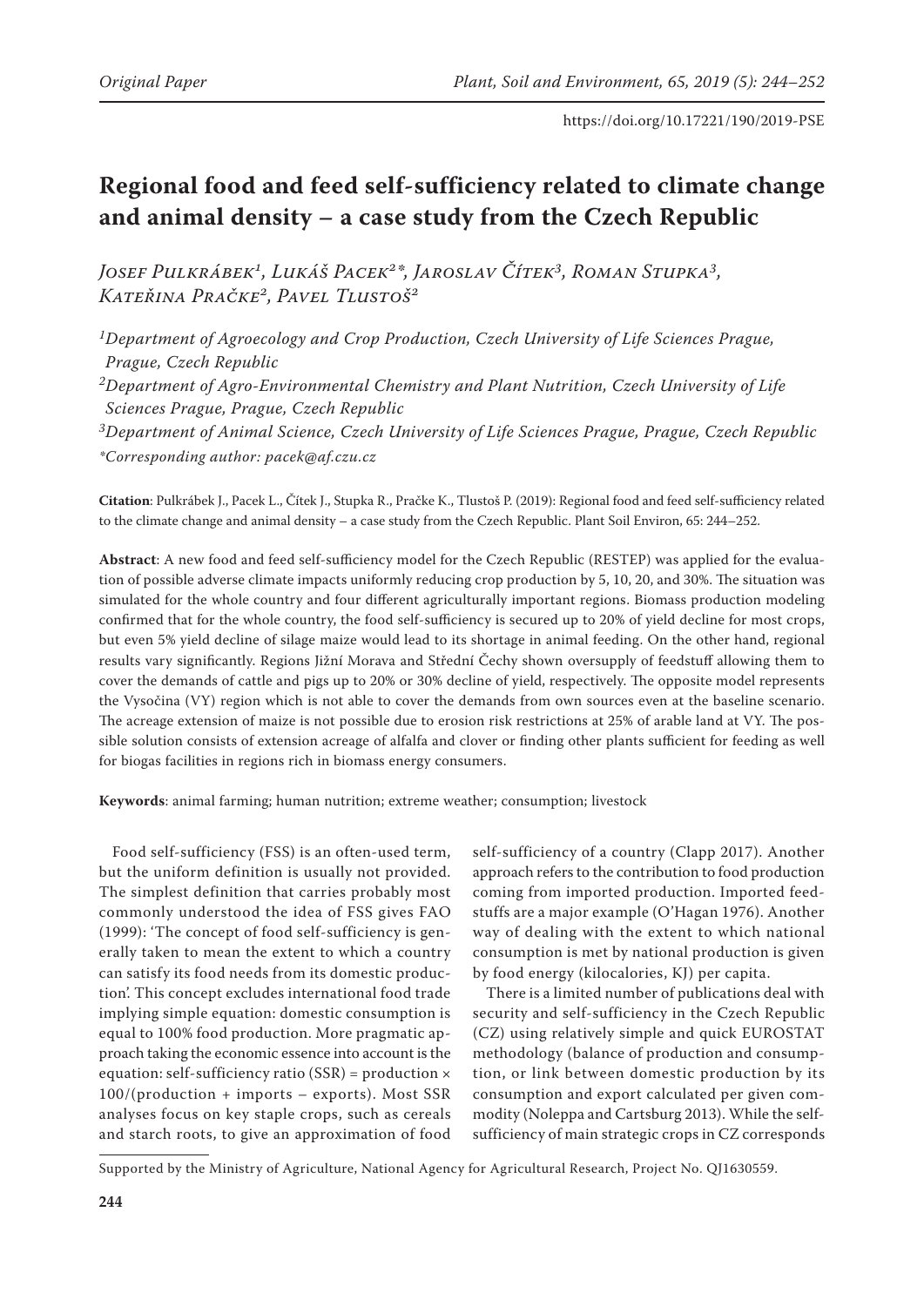Original Paper

https://doi.org/10.17221/190/2019-PSE

# Regional food and feed self-sufficiency related to climate change and animal density – a case study from the Czech Republic

*Josef Pulkrábek[1], Lukáš Pacek[2]\*, Jaroslav Čítek[3], Roman Stupka[3], Kateřina Pračke[2], Pavel Tlustoš[2]*

*[1]Department of Agroecology and Crop Production, Czech University of Life Sciences Prague, Prague, Czech Republic*
*[2]Department of Agro-Environmental Chemistry and Plant Nutrition, Czech University of Life Sciences Prague, Prague, Czech Republic*
*[3]Department of Animal Science, Czech University of Life Sciences Prague, Prague, Czech Republic*
*\*Corresponding author: pacek@af.czu.cz*

**Citation**: Pulkrábek J., Pacek L., Čítek J., Stupka R., Pračke K., Tlustoš P. (2019): Regional food and feed self-sufficiency related to the climate change and animal density – a case study from the Czech Republic. Plant Soil Environ, 65: 244–252.

**Abstract**: A new food and feed self-sufficiency model for the Czech Republic (RESTEP) was applied for the evaluation of possible adverse climate impacts uniformly reducing crop production by 5, 10, 20, and 30%. The situation was simulated for the whole country and four different agriculturally important regions. Biomass production modeling confirmed that for the whole country, the food self-sufficiency is secured up to 20% of yield decline for most crops, but even 5% yield decline of silage maize would lead to its shortage in animal feeding. On the other hand, regional results vary significantly. Regions Jižní Morava and Střední Čechy shown oversupply of feedstuff allowing them to cover the demands of cattle and pigs up to 20% or 30% decline of yield, respectively. The opposite model represents the Vysočina (VY) region which is not able to cover the demands from own sources even at the baseline scenario. The acreage extension of maize is not possible due to erosion risk restrictions at 25% of arable land at VY. The possible solution consists of extension acreage of alfalfa and clover or finding other plants sufficient for feeding as well for biogas facilities in regions rich in biomass energy consumers.

**Keywords**: animal farming; human nutrition; extreme weather; consumption; livestock

Food self-sufficiency (FSS) is an often-used term, but the uniform definition is usually not provided. The simplest definition that carries probably most commonly understood the idea of FSS gives FAO (1999): 'The concept of food self-sufficiency is generally taken to mean the extent to which a country can satisfy its food needs from its domestic production'. This concept excludes international food trade implying simple equation: domestic consumption is equal to 100% food production. More pragmatic approach taking the economic essence into account is the equation: self-sufficiency ratio (SSR) = production × 100/(production + imports – exports). Most SSR analyses focus on key staple crops, such as cereals and starch roots, to give an approximation of food self-sufficiency of a country (Clapp 2017). Another approach refers to the contribution to food production coming from imported production. Imported feedstuffs are a major example (O'Hagan 1976). Another way of dealing with the extent to which national consumption is met by national production is given by food energy (kilocalories, KJ) per capita.

There is a limited number of publications deal with security and self-sufficiency in the Czech Republic (CZ) using relatively simple and quick EUROSTAT methodology (balance of production and consumption, or link between domestic production by its consumption and export calculated per given commodity (Noleppa and Cartsburg 2013). While the self-sufficiency of main strategic crops in CZ corresponds

Supported by the Ministry of Agriculture, National Agency for Agricultural Research, Project No. QJ1630559.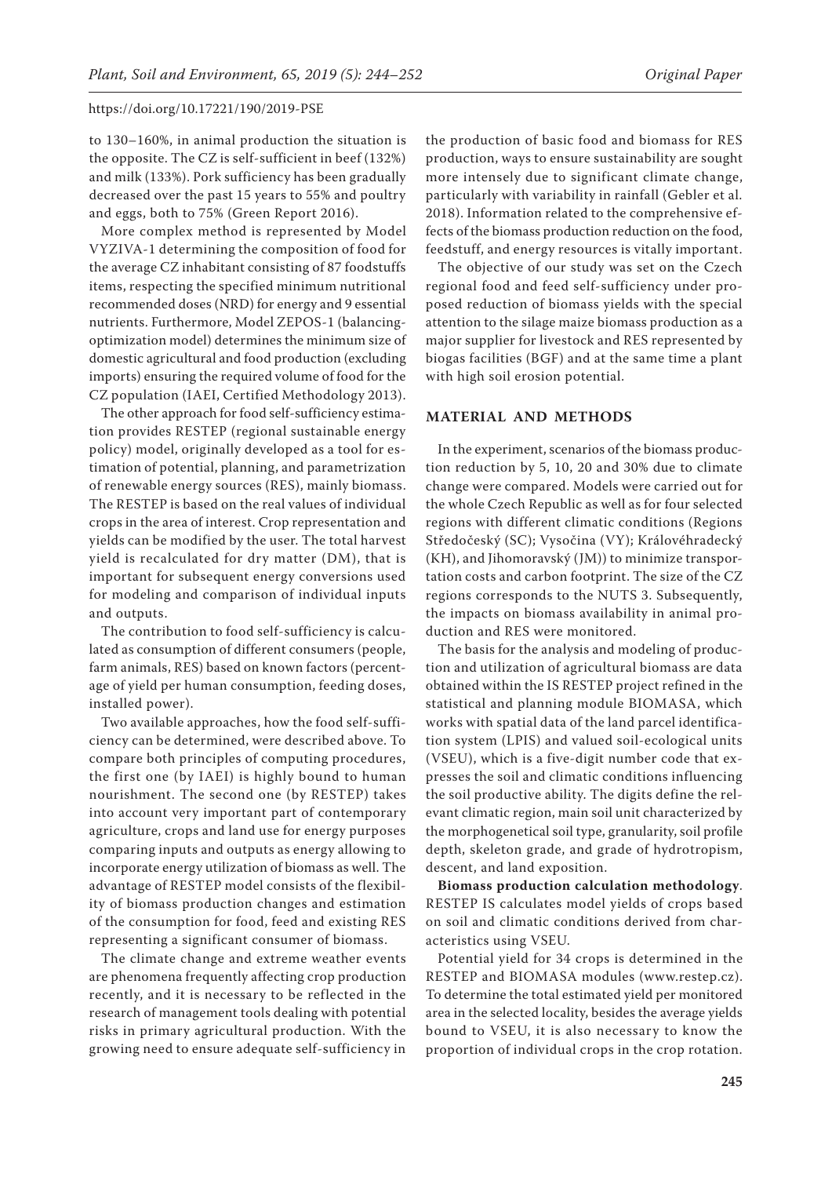to 130–160%, in animal production the situation is the opposite. The CZ is self-sufficient in beef (132%) and milk (133%). Pork sufficiency has been gradually decreased over the past 15 years to 55% and poultry and eggs, both to 75% (Green Report 2016).

More complex method is represented by Model VYZIVA-1 determining the composition of food for the average CZ inhabitant consisting of 87 foodstuffs items, respecting the specified minimum nutritional recommended doses (NRD) for energy and 9 essential nutrients. Furthermore, Model ZEPOS-1 (balancing-optimization model) determines the minimum size of domestic agricultural and food production (excluding imports) ensuring the required volume of food for the CZ population (IAEI, Certified Methodology 2013).

The other approach for food self-sufficiency estimation provides RESTEP (regional sustainable energy policy) model, originally developed as a tool for estimation of potential, planning, and parametrization of renewable energy sources (RES), mainly biomass. The RESTEP is based on the real values of individual crops in the area of interest. Crop representation and yields can be modified by the user. The total harvest yield is recalculated for dry matter (DM), that is important for subsequent energy conversions used for modeling and comparison of individual inputs and outputs.

The contribution to food self-sufficiency is calculated as consumption of different consumers (people, farm animals, RES) based on known factors (percentage of yield per human consumption, feeding doses, installed power).

Two available approaches, how the food self-sufficiency can be determined, were described above. To compare both principles of computing procedures, the first one (by IAEI) is highly bound to human nourishment. The second one (by RESTEP) takes into account very important part of contemporary agriculture, crops and land use for energy purposes comparing inputs and outputs as energy allowing to incorporate energy utilization of biomass as well. The advantage of RESTEP model consists of the flexibility of biomass production changes and estimation of the consumption for food, feed and existing RES representing a significant consumer of biomass.

The climate change and extreme weather events are phenomena frequently affecting crop production recently, and it is necessary to be reflected in the research of management tools dealing with potential risks in primary agricultural production. With the growing need to ensure adequate self-sufficiency in the production of basic food and biomass for RES production, ways to ensure sustainability are sought more intensely due to significant climate change, particularly with variability in rainfall (Gebler et al. 2018). Information related to the comprehensive effects of the biomass production reduction on the food, feedstuff, and energy resources is vitally important.

The objective of our study was set on the Czech regional food and feed self-sufficiency under proposed reduction of biomass yields with the special attention to the silage maize biomass production as a major supplier for livestock and RES represented by biogas facilities (BGF) and at the same time a plant with high soil erosion potential.

## MATERIAL AND METHODS

In the experiment, scenarios of the biomass production reduction by 5, 10, 20 and 30% due to climate change were compared. Models were carried out for the whole Czech Republic as well as for four selected regions with different climatic conditions (Regions Středočeský (SC); Vysočina (VY); Královéhradecký (KH), and Jihomoravský (JM)) to minimize transportation costs and carbon footprint. The size of the CZ regions corresponds to the NUTS 3. Subsequently, the impacts on biomass availability in animal production and RES were monitored.

The basis for the analysis and modeling of production and utilization of agricultural biomass are data obtained within the IS RESTEP project refined in the statistical and planning module BIOMASA, which works with spatial data of the land parcel identification system (LPIS) and valued soil-ecological units (VSEU), which is a five-digit number code that expresses the soil and climatic conditions influencing the soil productive ability. The digits define the relevant climatic region, main soil unit characterized by the morphogenetical soil type, granularity, soil profile depth, skeleton grade, and grade of hydrotropism, descent, and land exposition.

**Biomass production calculation methodology**. RESTEP IS calculates model yields of crops based on soil and climatic conditions derived from characteristics using VSEU.

Potential yield for 34 crops is determined in the RESTEP and BIOMASA modules (www.restep.cz). To determine the total estimated yield per monitored area in the selected locality, besides the average yields bound to VSEU, it is also necessary to know the proportion of individual crops in the crop rotation.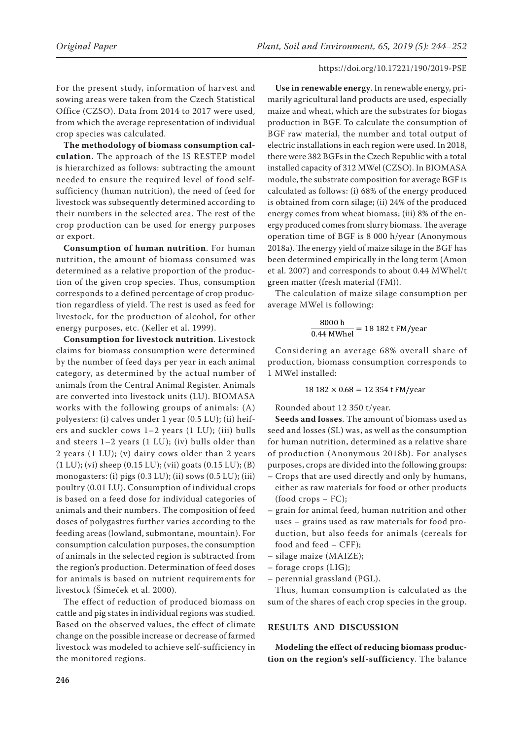For the present study, information of harvest and sowing areas were taken from the Czech Statistical Office (CZSO). Data from 2014 to 2017 were used, from which the average representation of individual crop species was calculated.

**The methodology of biomass consumption calculation**. The approach of the IS RESTEP model is hierarchized as follows: subtracting the amount needed to ensure the required level of food self-sufficiency (human nutrition), the need of feed for livestock was subsequently determined according to their numbers in the selected area. The rest of the crop production can be used for energy purposes or export.

**Consumption of human nutrition**. For human nutrition, the amount of biomass consumed was determined as a relative proportion of the production of the given crop species. Thus, consumption corresponds to a defined percentage of crop production regardless of yield. The rest is used as feed for livestock, for the production of alcohol, for other energy purposes, etc. (Keller et al. 1999).

**Consumption for livestock nutrition**. Livestock claims for biomass consumption were determined by the number of feed days per year in each animal category, as determined by the actual number of animals from the Central Animal Register. Animals are converted into livestock units (LU). BIOMASA works with the following groups of animals: (A) polyesters: (i) calves under 1 year (0.5 LU); (ii) heifers and suckler cows 1–2 years (1 LU); (iii) bulls and steers 1–2 years (1 LU); (iv) bulls older than 2 years (1 LU); (v) dairy cows older than 2 years (1 LU); (vi) sheep (0.15 LU); (vii) goats (0.15 LU); (B) monogasters: (i) pigs (0.3 LU); (ii) sows (0.5 LU); (iii) poultry (0.01 LU). Consumption of individual crops is based on a feed dose for individual categories of animals and their numbers. The composition of feed doses of polygastres further varies according to the feeding areas (lowland, submontane, mountain). For consumption calculation purposes, the consumption of animals in the selected region is subtracted from the region's production. Determination of feed doses for animals is based on nutrient requirements for livestock (Šimeček et al. 2000).

The effect of reduction of produced biomass on cattle and pig states in individual regions was studied. Based on the observed values, the effect of climate change on the possible increase or decrease of farmed livestock was modeled to achieve self-sufficiency in the monitored regions.

**Use in renewable energy**. In renewable energy, primarily agricultural land products are used, especially maize and wheat, which are the substrates for biogas production in BGF. To calculate the consumption of BGF raw material, the number and total output of electric installations in each region were used. In 2018, there were 382 BGFs in the Czech Republic with a total installed capacity of 312 MWel (CZSO). In BIOMASA module, the substrate composition for average BGF is calculated as follows: (i) 68% of the energy produced is obtained from corn silage; (ii) 24% of the produced energy comes from wheat biomass; (iii) 8% of the energy produced comes from slurry biomass. The average operation time of BGF is 8 000 h/year (Anonymous 2018a). The energy yield of maize silage in the BGF has been determined empirically in the long term (Amon et al. 2007) and corresponds to about 0.44 MWhel/t green matter (fresh material (FM)).

The calculation of maize silage consumption per average MWel is following:

$$\frac{8000\ \text{h}}{0.44\ \text{MWhel}} = 18\ 182\ \text{t FM/year}$$

Considering an average 68% overall share of production, biomass consumption corresponds to 1 MWel installed:

$$18\ 182 \times 0.68 = 12\ 354\ \text{t FM/year}$$

Rounded about 12 350 t/year.

**Seeds and losses**. The amount of biomass used as seed and losses (SL) was, as well as the consumption for human nutrition, determined as a relative share of production (Anonymous 2018b). For analyses purposes, crops are divided into the following groups:

- Crops that are used directly and only by humans, either as raw materials for food or other products (food crops – FC);
- grain for animal feed, human nutrition and other uses – grains used as raw materials for food production, but also feeds for animals (cereals for food and feed – CFF);
- silage maize (MAIZE);
- forage crops (LIG);
- perennial grassland (PGL).

Thus, human consumption is calculated as the sum of the shares of each crop species in the group.

## RESULTS AND DISCUSSION

**Modeling the effect of reducing biomass production on the region's self-sufficiency**. The balance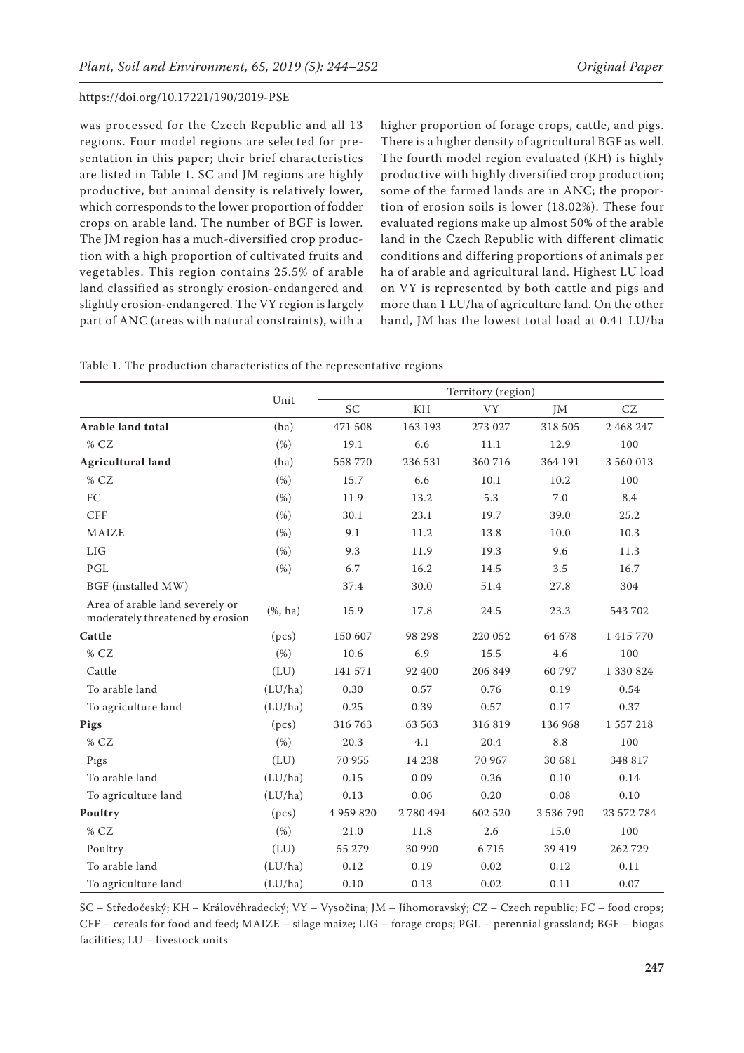was processed for the Czech Republic and all 13 regions. Four model regions are selected for presentation in this paper; their brief characteristics are listed in Table 1. SC and JM regions are highly productive, but animal density is relatively lower, which corresponds to the lower proportion of fodder crops on arable land. The number of BGF is lower. The JM region has a much-diversified crop production with a high proportion of cultivated fruits and vegetables. This region contains 25.5% of arable land classified as strongly erosion-endangered and slightly erosion-endangered. The VY region is largely part of ANC (areas with natural constraints), with a higher proportion of forage crops, cattle, and pigs. There is a higher density of agricultural BGF as well. The fourth model region evaluated (KH) is highly productive with highly diversified crop production; some of the farmed lands are in ANC; the proportion of erosion soils is lower (18.02%). These four evaluated regions make up almost 50% of the arable land in the Czech Republic with different climatic conditions and differing proportions of animals per ha of arable and agricultural land. Highest LU load on VY is represented by both cattle and pigs and more than 1 LU/ha of agriculture land. On the other hand, JM has the lowest total load at 0.41 LU/ha

Table 1. The production characteristics of the representative regions

| | Unit | Territory (region) | | | | |
|---|---|---|---|---|---|---|
| | | SC | KH | VY | JM | CZ |
| **Arable land total** | (ha) | 471 508 | 163 193 | 273 027 | 318 505 | 2 468 247 |
| % CZ | (%) | 19.1 | 6.6 | 11.1 | 12.9 | 100 |
| **Agricultural land** | (ha) | 558 770 | 236 531 | 360 716 | 364 191 | 3 560 013 |
| % CZ | (%) | 15.7 | 6.6 | 10.1 | 10.2 | 100 |
| FC | (%) | 11.9 | 13.2 | 5.3 | 7.0 | 8.4 |
| CFF | (%) | 30.1 | 23.1 | 19.7 | 39.0 | 25.2 |
| MAIZE | (%) | 9.1 | 11.2 | 13.8 | 10.0 | 10.3 |
| LIG | (%) | 9.3 | 11.9 | 19.3 | 9.6 | 11.3 |
| PGL | (%) | 6.7 | 16.2 | 14.5 | 3.5 | 16.7 |
| BGF (installed MW) | | 37.4 | 30.0 | 51.4 | 27.8 | 304 |
| Area of arable land severely or moderately threatened by erosion | (%, ha) | 15.9 | 17.8 | 24.5 | 23.3 | 543 702 |
| **Cattle** | (pcs) | 150 607 | 98 298 | 220 052 | 64 678 | 1 415 770 |
| % CZ | (%) | 10.6 | 6.9 | 15.5 | 4.6 | 100 |
| Cattle | (LU) | 141 571 | 92 400 | 206 849 | 60 797 | 1 330 824 |
| To arable land | (LU/ha) | 0.30 | 0.57 | 0.76 | 0.19 | 0.54 |
| To agriculture land | (LU/ha) | 0.25 | 0.39 | 0.57 | 0.17 | 0.37 |
| **Pigs** | (pcs) | 316 763 | 63 563 | 316 819 | 136 968 | 1 557 218 |
| % CZ | (%) | 20.3 | 4.1 | 20.4 | 8.8 | 100 |
| Pigs | (LU) | 70 955 | 14 238 | 70 967 | 30 681 | 348 817 |
| To arable land | (LU/ha) | 0.15 | 0.09 | 0.26 | 0.10 | 0.14 |
| To agriculture land | (LU/ha) | 0.13 | 0.06 | 0.20 | 0.08 | 0.10 |
| **Poultry** | (pcs) | 4 959 820 | 2 780 494 | 602 520 | 3 536 790 | 23 572 784 |
| % CZ | (%) | 21.0 | 11.8 | 2.6 | 15.0 | 100 |
| Poultry | (LU) | 55 279 | 30 990 | 6 715 | 39 419 | 262 729 |
| To arable land | (LU/ha) | 0.12 | 0.19 | 0.02 | 0.12 | 0.11 |
| To agriculture land | (LU/ha) | 0.10 | 0.13 | 0.02 | 0.11 | 0.07 |

SC – Středočeský; KH – Královéhradecký; VY – Vysočina; JM – Jihomoravský; CZ – Czech republic; FC – food crops; CFF – cereals for food and feed; MAIZE – silage maize; LIG – forage crops; PGL – perennial grassland; BGF – biogas facilities; LU – livestock units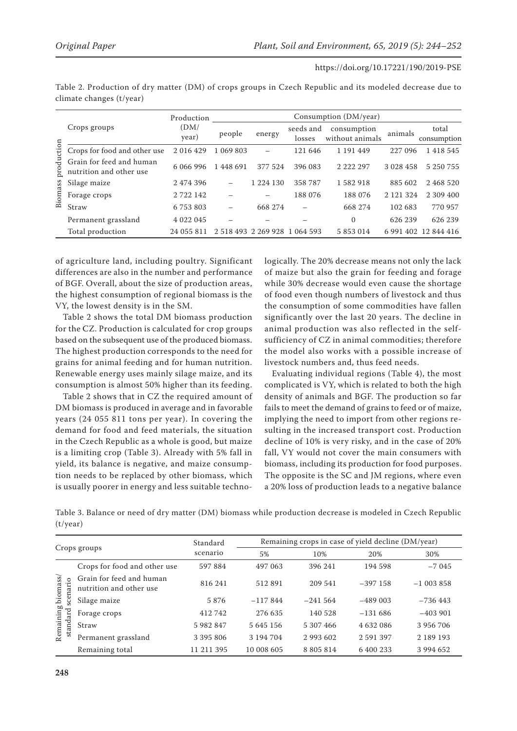Table 2. Production of dry matter (DM) of crops groups in Czech Republic and its modeled decrease due to climate changes (t/year)

| | Crops groups | Production (DM/year) | Consumption (DM/year) | | | | | |
|---|---|---|---|---|---|---|---|---|
| | | | people | energy | seeds and losses | consumption without animals | animals | total consumption |
| Biomass production | Crops for food and other use | 2 016 429 | 1 069 803 | – | 121 646 | 1 191 449 | 227 096 | 1 418 545 |
| | Grain for feed and human nutrition and other use | 6 066 996 | 1 448 691 | 377 524 | 396 083 | 2 222 297 | 3 028 458 | 5 250 755 |
| | Silage maize | 2 474 396 | – | 1 224 130 | 358 787 | 1 582 918 | 885 602 | 2 468 520 |
| | Forage crops | 2 722 142 | – | – | 188 076 | 188 076 | 2 121 324 | 2 309 400 |
| | Straw | 6 753 803 | – | 668 274 | – | 668 274 | 102 683 | 770 957 |
| | Permanent grassland | 4 022 045 | – | – | – | 0 | 626 239 | 626 239 |
| | Total production | 24 055 811 | 2 518 493 | 2 269 928 | 1 064 593 | 5 853 014 | 6 991 402 | 12 844 416 |

of agriculture land, including poultry. Significant differences are also in the number and performance of BGF. Overall, about the size of production areas, the highest consumption of regional biomass is the VY, the lowest density is in the SM.

Table 2 shows the total DM biomass production for the CZ. Production is calculated for crop groups based on the subsequent use of the produced biomass. The highest production corresponds to the need for grains for animal feeding and for human nutrition. Renewable energy uses mainly silage maize, and its consumption is almost 50% higher than its feeding.

Table 2 shows that in CZ the required amount of DM biomass is produced in average and in favorable years (24 055 811 tons per year). In covering the demand for food and feed materials, the situation in the Czech Republic as a whole is good, but maize is a limiting crop (Table 3). Already with 5% fall in yield, its balance is negative, and maize consumption needs to be replaced by other biomass, which is usually poorer in energy and less suitable technologically. The 20% decrease means not only the lack of maize but also the grain for feeding and forage while 30% decrease would even cause the shortage of food even though numbers of livestock and thus the consumption of some commodities have fallen significantly over the last 20 years. The decline in animal production was also reflected in the self-sufficiency of CZ in animal commodities; therefore the model also works with a possible increase of livestock numbers and, thus feed needs.

Evaluating individual regions (Table 4), the most complicated is VY, which is related to both the high density of animals and BGF. The production so far fails to meet the demand of grains to feed or of maize, implying the need to import from other regions resulting in the increased transport cost. Production decline of 10% is very risky, and in the case of 20% fall, VY would not cover the main consumers with biomass, including its production for food purposes. The opposite is the SC and JM regions, where even a 20% loss of production leads to a negative balance

Table 3. Balance or need of dry matter (DM) biomass while production decrease is modeled in Czech Republic (t/year)

| Crops groups | | Standard scenario | Remaining crops in case of yield decline (DM/year) | | | |
|---|---|---|---|---|---|---|
| | | | 5% | 10% | 20% | 30% |
| Remaining biomass/standard scenario | Crops for food and other use | 597 884 | 497 063 | 396 241 | 194 598 | −7 045 |
| | Grain for feed and human nutrition and other use | 816 241 | 512 891 | 209 541 | −397 158 | −1 003 858 |
| | Silage maize | 5 876 | −117 844 | −241 564 | −489 003 | −736 443 |
| | Forage crops | 412 742 | 276 635 | 140 528 | −131 686 | −403 901 |
| | Straw | 5 982 847 | 5 645 156 | 5 307 466 | 4 632 086 | 3 956 706 |
| | Permanent grassland | 3 395 806 | 3 194 704 | 2 993 602 | 2 591 397 | 2 189 193 |
| | Remaining total | 11 211 395 | 10 008 605 | 8 805 814 | 6 400 233 | 3 994 652 |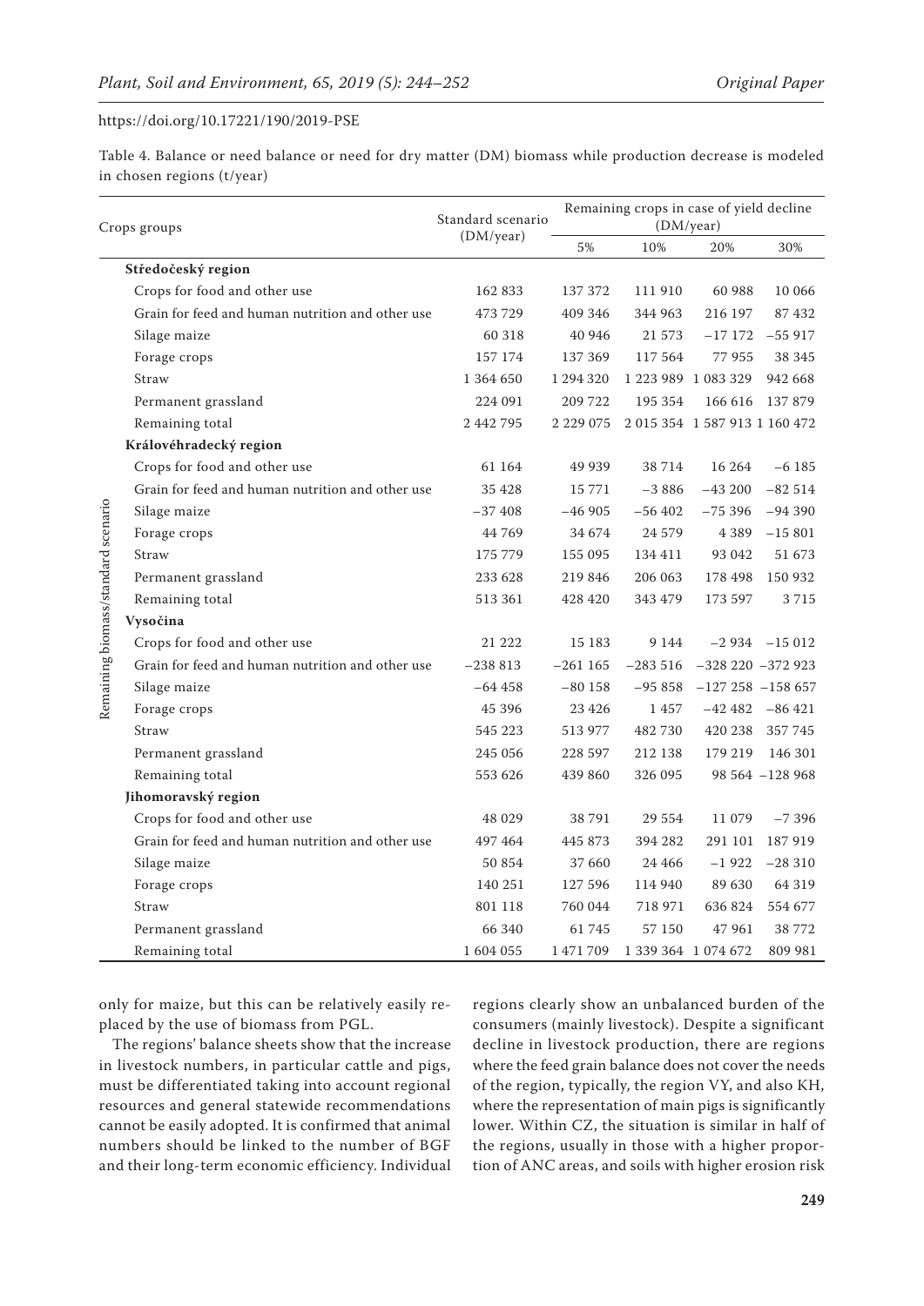https://doi.org/10.17221/190/2019-PSE

Table 4. Balance or need balance or need for dry matter (DM) biomass while production decrease is modeled in chosen regions (t/year)

| | Crops groups | Standard scenario (DM/year) | Remaining crops in case of yield decline (DM/year) | | | |
|---|---|---|---|---|---|---|
| | | | 5% | 10% | 20% | 30% |
| Remaining biomass/standard scenario | **Středočeský region** | | | | | |
| | Crops for food and other use | 162 833 | 137 372 | 111 910 | 60 988 | 10 066 |
| | Grain for feed and human nutrition and other use | 473 729 | 409 346 | 344 963 | 216 197 | 87 432 |
| | Silage maize | 60 318 | 40 946 | 21 573 | –17 172 | –55 917 |
| | Forage crops | 157 174 | 137 369 | 117 564 | 77 955 | 38 345 |
| | Straw | 1 364 650 | 1 294 320 | 1 223 989 | 1 083 329 | 942 668 |
| | Permanent grassland | 224 091 | 209 722 | 195 354 | 166 616 | 137 879 |
| | Remaining total | 2 442 795 | 2 229 075 | 2 015 354 | 1 587 913 | 1 160 472 |
| | **Královéhradecký region** | | | | | |
| | Crops for food and other use | 61 164 | 49 939 | 38 714 | 16 264 | –6 185 |
| | Grain for feed and human nutrition and other use | 35 428 | 15 771 | –3 886 | –43 200 | –82 514 |
| | Silage maize | –37 408 | –46 905 | –56 402 | –75 396 | –94 390 |
| | Forage crops | 44 769 | 34 674 | 24 579 | 4 389 | –15 801 |
| | Straw | 175 779 | 155 095 | 134 411 | 93 042 | 51 673 |
| | Permanent grassland | 233 628 | 219 846 | 206 063 | 178 498 | 150 932 |
| | Remaining total | 513 361 | 428 420 | 343 479 | 173 597 | 3 715 |
| | **Vysočina** | | | | | |
| | Crops for food and other use | 21 222 | 15 183 | 9 144 | –2 934 | –15 012 |
| | Grain for feed and human nutrition and other use | –238 813 | –261 165 | –283 516 | –328 220 | –372 923 |
| | Silage maize | –64 458 | –80 158 | –95 858 | –127 258 | –158 657 |
| | Forage crops | 45 396 | 23 426 | 1 457 | –42 482 | –86 421 |
| | Straw | 545 223 | 513 977 | 482 730 | 420 238 | 357 745 |
| | Permanent grassland | 245 056 | 228 597 | 212 138 | 179 219 | 146 301 |
| | Remaining total | 553 626 | 439 860 | 326 095 | 98 564 | –128 968 |
| | **Jihomoravský region** | | | | | |
| | Crops for food and other use | 48 029 | 38 791 | 29 554 | 11 079 | –7 396 |
| | Grain for feed and human nutrition and other use | 497 464 | 445 873 | 394 282 | 291 101 | 187 919 |
| | Silage maize | 50 854 | 37 660 | 24 466 | –1 922 | –28 310 |
| | Forage crops | 140 251 | 127 596 | 114 940 | 89 630 | 64 319 |
| | Straw | 801 118 | 760 044 | 718 971 | 636 824 | 554 677 |
| | Permanent grassland | 66 340 | 61 745 | 57 150 | 47 961 | 38 772 |
| | Remaining total | 1 604 055 | 1 471 709 | 1 339 364 | 1 074 672 | 809 981 |

only for maize, but this can be relatively easily replaced by the use of biomass from PGL.

The regions' balance sheets show that the increase in livestock numbers, in particular cattle and pigs, must be differentiated taking into account regional resources and general statewide recommendations cannot be easily adopted. It is confirmed that animal numbers should be linked to the number of BGF and their long-term economic efficiency. Individual regions clearly show an unbalanced burden of the consumers (mainly livestock). Despite a significant decline in livestock production, there are regions where the feed grain balance does not cover the needs of the region, typically, the region VY, and also KH, where the representation of main pigs is significantly lower. Within CZ, the situation is similar in half of the regions, usually in those with a higher proportion of ANC areas, and soils with higher erosion risk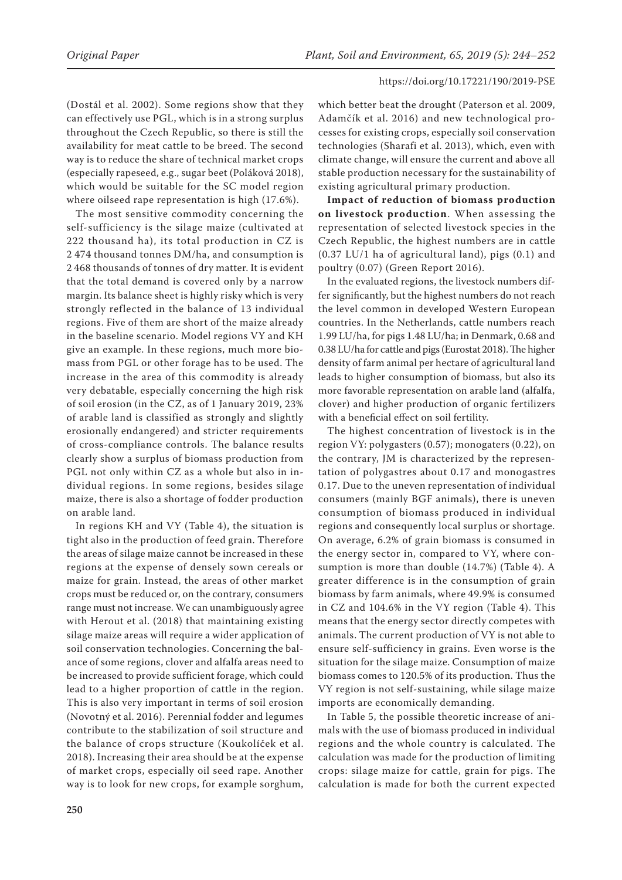(Dostál et al. 2002). Some regions show that they can effectively use PGL, which is in a strong surplus throughout the Czech Republic, so there is still the availability for meat cattle to be breed. The second way is to reduce the share of technical market crops (especially rapeseed, e.g., sugar beet (Poláková 2018), which would be suitable for the SC model region where oilseed rape representation is high (17.6%).

The most sensitive commodity concerning the self-sufficiency is the silage maize (cultivated at 222 thousand ha), its total production in CZ is 2 474 thousand tonnes DM/ha, and consumption is 2 468 thousands of tonnes of dry matter. It is evident that the total demand is covered only by a narrow margin. Its balance sheet is highly risky which is very strongly reflected in the balance of 13 individual regions. Five of them are short of the maize already in the baseline scenario. Model regions VY and KH give an example. In these regions, much more biomass from PGL or other forage has to be used. The increase in the area of this commodity is already very debatable, especially concerning the high risk of soil erosion (in the CZ, as of 1 January 2019, 23% of arable land is classified as strongly and slightly erosionally endangered) and stricter requirements of cross-compliance controls. The balance results clearly show a surplus of biomass production from PGL not only within CZ as a whole but also in individual regions. In some regions, besides silage maize, there is also a shortage of fodder production on arable land.

In regions KH and VY (Table 4), the situation is tight also in the production of feed grain. Therefore the areas of silage maize cannot be increased in these regions at the expense of densely sown cereals or maize for grain. Instead, the areas of other market crops must be reduced or, on the contrary, consumers range must not increase. We can unambiguously agree with Herout et al. (2018) that maintaining existing silage maize areas will require a wider application of soil conservation technologies. Concerning the balance of some regions, clover and alfalfa areas need to be increased to provide sufficient forage, which could lead to a higher proportion of cattle in the region. This is also very important in terms of soil erosion (Novotný et al. 2016). Perennial fodder and legumes contribute to the stabilization of soil structure and the balance of crops structure (Koukolíček et al. 2018). Increasing their area should be at the expense of market crops, especially oil seed rape. Another way is to look for new crops, for example sorghum, which better beat the drought (Paterson et al. 2009, Adamčík et al. 2016) and new technological processes for existing crops, especially soil conservation technologies (Sharafi et al. 2013), which, even with climate change, will ensure the current and above all stable production necessary for the sustainability of existing agricultural primary production.

**Impact of reduction of biomass production on livestock production**. When assessing the representation of selected livestock species in the Czech Republic, the highest numbers are in cattle (0.37 LU/1 ha of agricultural land), pigs (0.1) and poultry (0.07) (Green Report 2016).

In the evaluated regions, the livestock numbers differ significantly, but the highest numbers do not reach the level common in developed Western European countries. In the Netherlands, cattle numbers reach 1.99 LU/ha, for pigs 1.48 LU/ha; in Denmark, 0.68 and 0.38 LU/ha for cattle and pigs (Eurostat 2018). The higher density of farm animal per hectare of agricultural land leads to higher consumption of biomass, but also its more favorable representation on arable land (alfalfa, clover) and higher production of organic fertilizers with a beneficial effect on soil fertility.

The highest concentration of livestock is in the region VY: polygasters (0.57); monogaters (0.22), on the contrary, JM is characterized by the representation of polygastres about 0.17 and monogastres 0.17. Due to the uneven representation of individual consumers (mainly BGF animals), there is uneven consumption of biomass produced in individual regions and consequently local surplus or shortage. On average, 6.2% of grain biomass is consumed in the energy sector in, compared to VY, where consumption is more than double (14.7%) (Table 4). A greater difference is in the consumption of grain biomass by farm animals, where 49.9% is consumed in CZ and 104.6% in the VY region (Table 4). This means that the energy sector directly competes with animals. The current production of VY is not able to ensure self-sufficiency in grains. Even worse is the situation for the silage maize. Consumption of maize biomass comes to 120.5% of its production. Thus the VY region is not self-sustaining, while silage maize imports are economically demanding.

In Table 5, the possible theoretic increase of animals with the use of biomass produced in individual regions and the whole country is calculated. The calculation was made for the production of limiting crops: silage maize for cattle, grain for pigs. The calculation is made for both the current expected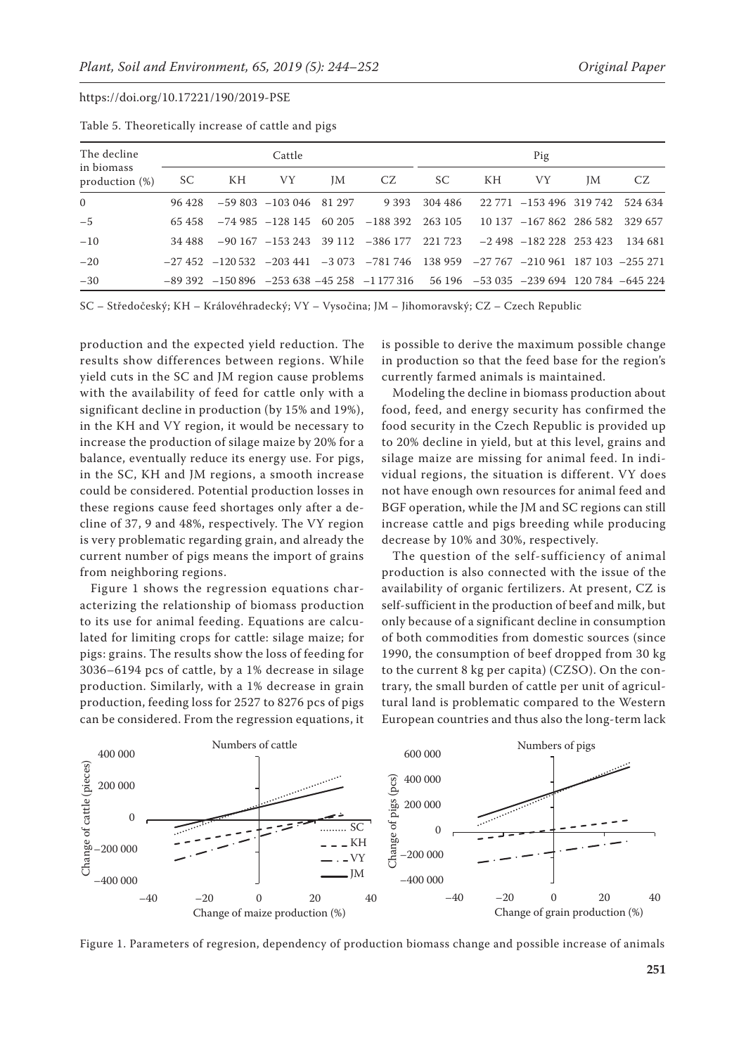Table 5. Theoretically increase of cattle and pigs

| The decline in biomass production (%) | Cattle | | | | | Pig | | | | |
|---|---|---|---|---|---|---|---|---|---|---|
| | SC | KH | VY | JM | CZ | SC | KH | VY | JM | CZ |
| 0 | 96 428 | –59 803 | –103 046 | 81 297 | 9 393 | 304 486 | 22 771 | –153 496 | 319 742 | 524 634 |
| –5 | 65 458 | –74 985 | –128 145 | 60 205 | –188 392 | 263 105 | 10 137 | –167 862 | 286 582 | 329 657 |
| –10 | 34 488 | –90 167 | –153 243 | 39 112 | –386 177 | 221 723 | –2 498 | –182 228 | 253 423 | 134 681 |
| –20 | –27 452 | –120 532 | –203 441 | –3 073 | –781 746 | 138 959 | –27 767 | –210 961 | 187 103 | –255 271 |
| –30 | –89 392 | –150 896 | –253 638 | –45 258 | –1 177 316 | 56 196 | –53 035 | –239 694 | 120 784 | –645 224 |

SC – Středočeský; KH – Královéhradecký; VY – Vysočina; JM – Jihomoravský; CZ – Czech Republic

production and the expected yield reduction. The results show differences between regions. While yield cuts in the SC and JM region cause problems with the availability of feed for cattle only with a significant decline in production (by 15% and 19%), in the KH and VY region, it would be necessary to increase the production of silage maize by 20% for a balance, eventually reduce its energy use. For pigs, in the SC, KH and JM regions, a smooth increase could be considered. Potential production losses in these regions cause feed shortages only after a decline of 37, 9 and 48%, respectively. The VY region is very problematic regarding grain, and already the current number of pigs means the import of grains from neighboring regions.

Figure 1 shows the regression equations characterizing the relationship of biomass production to its use for animal feeding. Equations are calculated for limiting crops for cattle: silage maize; for pigs: grains. The results show the loss of feeding for 3036–6194 pcs of cattle, by a 1% decrease in silage production. Similarly, with a 1% decrease in grain production, feeding loss for 2527 to 8276 pcs of pigs can be considered. From the regression equations, it is possible to derive the maximum possible change in production so that the feed base for the region's currently farmed animals is maintained.

Modeling the decline in biomass production about food, feed, and energy security has confirmed the food security in the Czech Republic is provided up to 20% decline in yield, but at this level, grains and silage maize are missing for animal feed. In individual regions, the situation is different. VY does not have enough own resources for animal feed and BGF operation, while the JM and SC regions can still increase cattle and pigs breeding while producing decrease by 10% and 30%, respectively.

The question of the self-sufficiency of animal production is also connected with the issue of the availability of organic fertilizers. At present, CZ is self-sufficient in the production of beef and milk, but only because of a significant decline in consumption of both commodities from domestic sources (since 1990, the consumption of beef dropped from 30 kg to the current 8 kg per capita) (CZSO). On the contrary, the small burden of cattle per unit of agricultural land is problematic compared to the Western European countries and thus also the long-term lack

Figure 1. Parameters of regresion, dependency of production biomass change and possible increase of animals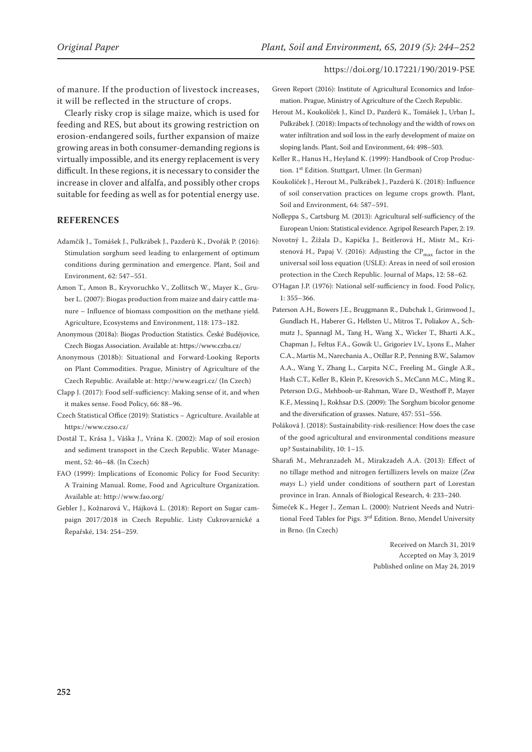of manure. If the production of livestock increases, it will be reflected in the structure of crops.

Clearly risky crop is silage maize, which is used for feeding and RES, but about its growing restriction on erosion-endangered soils, further expansion of maize growing areas in both consumer-demanding regions is virtually impossible, and its energy replacement is very difficult. In these regions, it is necessary to consider the increase in clover and alfalfa, and possibly other crops suitable for feeding as well as for potential energy use.

## REFERENCES

Adamčík J., Tomášek J., Pulkrábek J., Pazderů K., Dvořák P. (2016): Stimulation sorghum seed leading to enlargement of optimum conditions during germination and emergence. Plant, Soil and Environment, 62: 547–551.

Amon T., Amon B., Kryvoruchko V., Zollitsch W., Mayer K., Gruber L. (2007): Biogas production from maize and dairy cattle manure – Influence of biomass composition on the methane yield. Agriculture, Ecosystems and Environment, 118: 173–182.

Anonymous (2018a): Biogas Production Statistics. České Budějovice, Czech Biogas Association. Available at: https://www.czba.cz/

Anonymous (2018b): Situational and Forward-Looking Reports on Plant Commodities. Prague, Ministry of Agriculture of the Czech Republic. Available at: http://www.eagri.cz/ (In Czech)

Clapp J. (2017): Food self-sufficiency: Making sense of it, and when it makes sense. Food Policy, 66: 88–96.

Czech Statistical Office (2019): Statistics – Agriculture. Available at https://www.czso.cz/

Dostál T., Krása J., Váška J., Vrána K. (2002): Map of soil erosion and sediment transport in the Czech Republic. Water Management, 52: 46–48. (In Czech)

FAO (1999): Implications of Economic Policy for Food Security: A Training Manual. Rome, Food and Agriculture Organization. Available at: http://www.fao.org/

Gebler J., Kožnarová V., Hájková L. (2018): Report on Sugar campaign 2017/2018 in Czech Republic. Listy Cukrovarnické a Řepařské, 134: 254–259.

Green Report (2016): Institute of Agricultural Economics and Information. Prague, Ministry of Agriculture of the Czech Republic.

Herout M., Koukolíček J., Kincl D., Pazderů K., Tomášek J., Urban J., Pulkrábek J. (2018): Impacts of technology and the width of rows on water infiltration and soil loss in the early development of maize on sloping lands. Plant, Soil and Environment, 64: 498–503.

Keller R., Hanus H., Heyland K. (1999): Handbook of Crop Production. 1st Edition. Stuttgart, Ulmer. (In German)

Koukolíček J., Herout M., Pulkrábek J., Pazderů K. (2018): Influence of soil conservation practices on legume crops growth. Plant, Soil and Environment, 64: 587–591.

Nolleppa S., Cartsburg M. (2013): Agricultural self-sufficiency of the European Union: Statistical evidence. Agripol Research Paper, 2: 19.

Novotný I., Žížala D., Kapička J., Beitlerová H., Mistr M., Kristenová H., Papaj V. (2016): Adjusting the $CP_{max}$ factor in the universal soil loss equation (USLE): Areas in need of soil erosion protection in the Czech Republic. Journal of Maps, 12: 58–62.

O'Hagan J.P. (1976): National self-sufficiency in food. Food Policy, 1: 355–366.

Paterson A.H., Bowers J.E., Bruggmann R., Dubchak I., Grimwood J., Gundlach H., Haberer G., Hellsten U., Mitros T., Poliakov A., Schmutz J., Spannagl M., Tang H., Wang X., Wicker T., Bharti A.K., Chapman J., Feltus F.A., Gowik U., Grigoriev I.V., Lyons E., Maher C.A., Martis M., Narechania A., Otillar R.P., Penning B.W., Salamov A.A., Wang Y., Zhang L., Carpita N.C., Freeling M., Gingle A.R., Hash C.T., Keller B., Klein P., Kresovich S., McCann M.C., Ming R., Peterson D.G., Mehboob-ur-Rahman, Ware D., Westhoff P., Mayer K.F., Messinq J., Rokhsar D.S. (2009): The Sorghum bicolor genome and the diversification of grasses. Nature, 457: 551–556.

Poláková J. (2018): Sustainability-risk-resilience: How does the case of the good agricultural and environmental conditions measure up? Sustainability, 10: 1–15.

Sharafi M., Mehranzadeh M., Mirakzadeh A.A. (2013): Effect of no tillage method and nitrogen fertillizers levels on maize (*Zea mays* L.) yield under conditions of southern part of Lorestan province in Iran. Annals of Biological Research, 4: 233–240.

Šimeček K., Heger J., Zeman L. (2000): Nutrient Needs and Nutritional Feed Tables for Pigs. 3rd Edition. Brno, Mendel University in Brno. (In Czech)

Received on March 31, 2019
Accepted on May 3, 2019
Published online on May 24, 2019